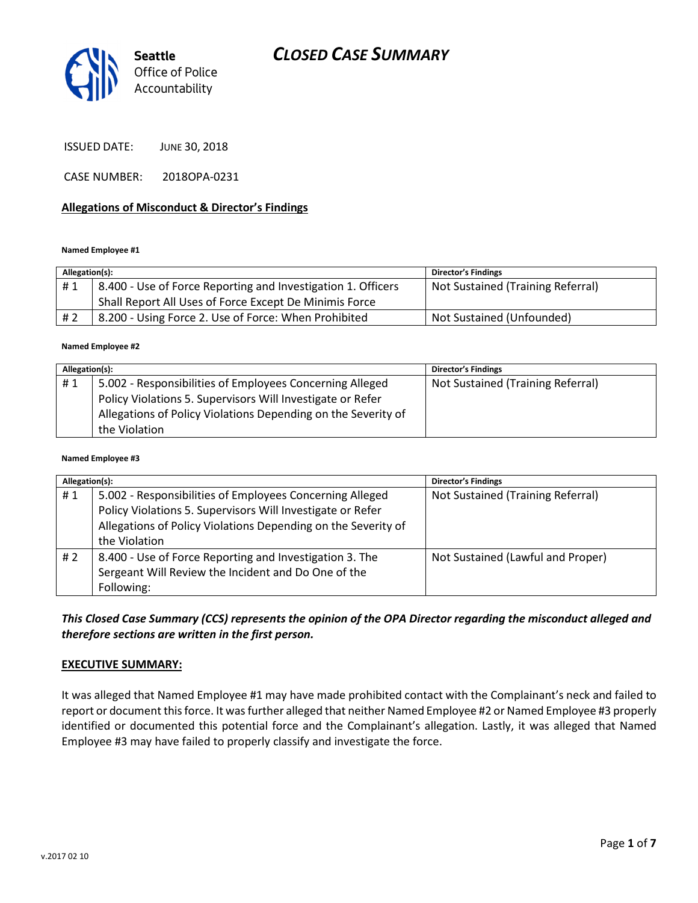# CLOSED CASE SUMMARY

Seattle Office of Police Accountability

ISSUED DATE: JUNE 30, 2018

CASE NUMBER: 2018OPA-0231

## Allegations of Misconduct & Director's Findings

**Named Employee #1**

| Allegation(s): | | Director's Findings |
|---|---|---|
| # 1 | 8.400 - Use of Force Reporting and Investigation 1. Officers Shall Report All Uses of Force Except De Minimis Force | Not Sustained (Training Referral) |
| # 2 | 8.200 - Using Force 2. Use of Force: When Prohibited | Not Sustained (Unfounded) |

**Named Employee #2**

| Allegation(s): | | Director's Findings |
|---|---|---|
| # 1 | 5.002 - Responsibilities of Employees Concerning Alleged Policy Violations 5. Supervisors Will Investigate or Refer Allegations of Policy Violations Depending on the Severity of the Violation | Not Sustained (Training Referral) |

**Named Employee #3**

| Allegation(s): | | Director's Findings |
|---|---|---|
| # 1 | 5.002 - Responsibilities of Employees Concerning Alleged Policy Violations 5. Supervisors Will Investigate or Refer Allegations of Policy Violations Depending on the Severity of the Violation | Not Sustained (Training Referral) |
| # 2 | 8.400 - Use of Force Reporting and Investigation 3. The Sergeant Will Review the Incident and Do One of the Following: | Not Sustained (Lawful and Proper) |

***This Closed Case Summary (CCS) represents the opinion of the OPA Director regarding the misconduct alleged and therefore sections are written in the first person.***

## EXECUTIVE SUMMARY:

It was alleged that Named Employee #1 may have made prohibited contact with the Complainant's neck and failed to report or document this force. It was further alleged that neither Named Employee #2 or Named Employee #3 properly identified or documented this potential force and the Complainant's allegation. Lastly, it was alleged that Named Employee #3 may have failed to properly classify and investigate the force.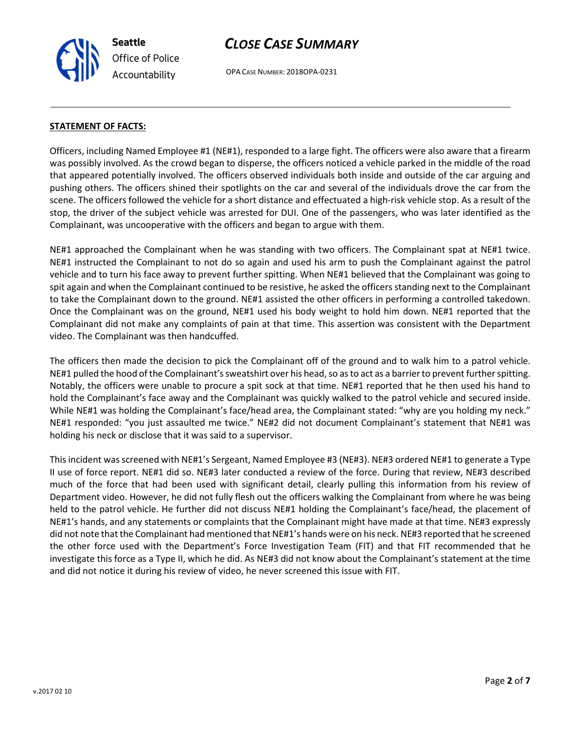**STATEMENT OF FACTS:**

Officers, including Named Employee #1 (NE#1), responded to a large fight. The officers were also aware that a firearm was possibly involved. As the crowd began to disperse, the officers noticed a vehicle parked in the middle of the road that appeared potentially involved. The officers observed individuals both inside and outside of the car arguing and pushing others. The officers shined their spotlights on the car and several of the individuals drove the car from the scene. The officers followed the vehicle for a short distance and effectuated a high-risk vehicle stop. As a result of the stop, the driver of the subject vehicle was arrested for DUI. One of the passengers, who was later identified as the Complainant, was uncooperative with the officers and began to argue with them.

NE#1 approached the Complainant when he was standing with two officers. The Complainant spat at NE#1 twice. NE#1 instructed the Complainant to not do so again and used his arm to push the Complainant against the patrol vehicle and to turn his face away to prevent further spitting. When NE#1 believed that the Complainant was going to spit again and when the Complainant continued to be resistive, he asked the officers standing next to the Complainant to take the Complainant down to the ground. NE#1 assisted the other officers in performing a controlled takedown. Once the Complainant was on the ground, NE#1 used his body weight to hold him down. NE#1 reported that the Complainant did not make any complaints of pain at that time. This assertion was consistent with the Department video. The Complainant was then handcuffed.

The officers then made the decision to pick the Complainant off of the ground and to walk him to a patrol vehicle. NE#1 pulled the hood of the Complainant's sweatshirt over his head, so as to act as a barrier to prevent further spitting. Notably, the officers were unable to procure a spit sock at that time. NE#1 reported that he then used his hand to hold the Complainant's face away and the Complainant was quickly walked to the patrol vehicle and secured inside. While NE#1 was holding the Complainant's face/head area, the Complainant stated: "why are you holding my neck." NE#1 responded: "you just assaulted me twice." NE#2 did not document Complainant's statement that NE#1 was holding his neck or disclose that it was said to a supervisor.

This incident was screened with NE#1's Sergeant, Named Employee #3 (NE#3). NE#3 ordered NE#1 to generate a Type II use of force report. NE#1 did so. NE#3 later conducted a review of the force. During that review, NE#3 described much of the force that had been used with significant detail, clearly pulling this information from his review of Department video. However, he did not fully flesh out the officers walking the Complainant from where he was being held to the patrol vehicle. He further did not discuss NE#1 holding the Complainant's face/head, the placement of NE#1's hands, and any statements or complaints that the Complainant might have made at that time. NE#3 expressly did not note that the Complainant had mentioned that NE#1's hands were on his neck. NE#3 reported that he screened the other force used with the Department's Force Investigation Team (FIT) and that FIT recommended that he investigate this force as a Type II, which he did. As NE#3 did not know about the Complainant's statement at the time and did not notice it during his review of video, he never screened this issue with FIT.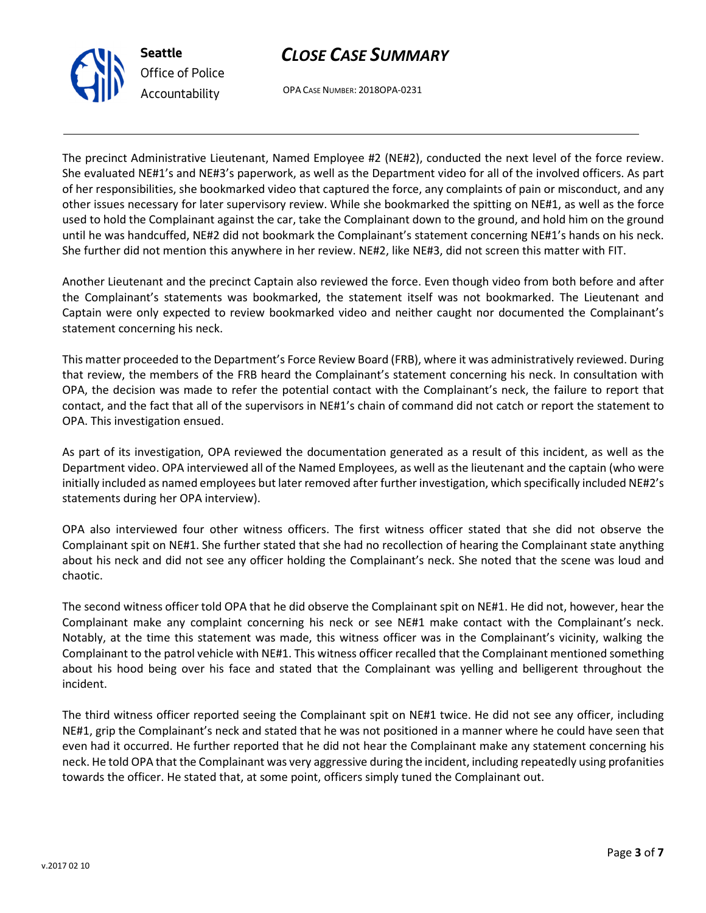The precinct Administrative Lieutenant, Named Employee #2 (NE#2), conducted the next level of the force review. She evaluated NE#1's and NE#3's paperwork, as well as the Department video for all of the involved officers. As part of her responsibilities, she bookmarked video that captured the force, any complaints of pain or misconduct, and any other issues necessary for later supervisory review. While she bookmarked the spitting on NE#1, as well as the force used to hold the Complainant against the car, take the Complainant down to the ground, and hold him on the ground until he was handcuffed, NE#2 did not bookmark the Complainant's statement concerning NE#1's hands on his neck. She further did not mention this anywhere in her review. NE#2, like NE#3, did not screen this matter with FIT.

Another Lieutenant and the precinct Captain also reviewed the force. Even though video from both before and after the Complainant's statements was bookmarked, the statement itself was not bookmarked. The Lieutenant and Captain were only expected to review bookmarked video and neither caught nor documented the Complainant's statement concerning his neck.

This matter proceeded to the Department's Force Review Board (FRB), where it was administratively reviewed. During that review, the members of the FRB heard the Complainant's statement concerning his neck. In consultation with OPA, the decision was made to refer the potential contact with the Complainant's neck, the failure to report that contact, and the fact that all of the supervisors in NE#1's chain of command did not catch or report the statement to OPA. This investigation ensued.

As part of its investigation, OPA reviewed the documentation generated as a result of this incident, as well as the Department video. OPA interviewed all of the Named Employees, as well as the lieutenant and the captain (who were initially included as named employees but later removed after further investigation, which specifically included NE#2's statements during her OPA interview).

OPA also interviewed four other witness officers. The first witness officer stated that she did not observe the Complainant spit on NE#1. She further stated that she had no recollection of hearing the Complainant state anything about his neck and did not see any officer holding the Complainant's neck. She noted that the scene was loud and chaotic.

The second witness officer told OPA that he did observe the Complainant spit on NE#1. He did not, however, hear the Complainant make any complaint concerning his neck or see NE#1 make contact with the Complainant's neck. Notably, at the time this statement was made, this witness officer was in the Complainant's vicinity, walking the Complainant to the patrol vehicle with NE#1. This witness officer recalled that the Complainant mentioned something about his hood being over his face and stated that the Complainant was yelling and belligerent throughout the incident.

The third witness officer reported seeing the Complainant spit on NE#1 twice. He did not see any officer, including NE#1, grip the Complainant's neck and stated that he was not positioned in a manner where he could have seen that even had it occurred. He further reported that he did not hear the Complainant make any statement concerning his neck. He told OPA that the Complainant was very aggressive during the incident, including repeatedly using profanities towards the officer. He stated that, at some point, officers simply tuned the Complainant out.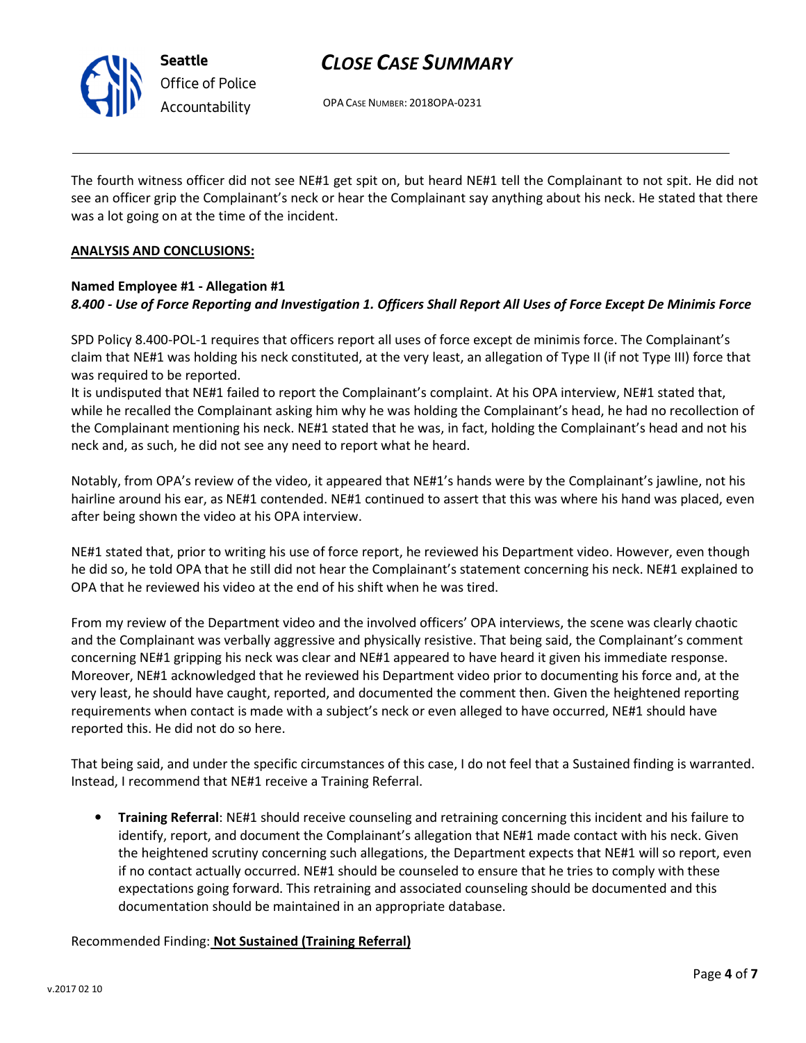The fourth witness officer did not see NE#1 get spit on, but heard NE#1 tell the Complainant to not spit. He did not see an officer grip the Complainant's neck or hear the Complainant say anything about his neck. He stated that there was a lot going on at the time of the incident.

**ANALYSIS AND CONCLUSIONS:**

**Named Employee #1 - Allegation #1**
***8.400 - Use of Force Reporting and Investigation 1. Officers Shall Report All Uses of Force Except De Minimis Force***

SPD Policy 8.400-POL-1 requires that officers report all uses of force except de minimis force. The Complainant's claim that NE#1 was holding his neck constituted, at the very least, an allegation of Type II (if not Type III) force that was required to be reported.
It is undisputed that NE#1 failed to report the Complainant's complaint. At his OPA interview, NE#1 stated that, while he recalled the Complainant asking him why he was holding the Complainant's head, he had no recollection of the Complainant mentioning his neck. NE#1 stated that he was, in fact, holding the Complainant's head and not his neck and, as such, he did not see any need to report what he heard.

Notably, from OPA's review of the video, it appeared that NE#1's hands were by the Complainant's jawline, not his hairline around his ear, as NE#1 contended. NE#1 continued to assert that this was where his hand was placed, even after being shown the video at his OPA interview.

NE#1 stated that, prior to writing his use of force report, he reviewed his Department video. However, even though he did so, he told OPA that he still did not hear the Complainant's statement concerning his neck. NE#1 explained to OPA that he reviewed his video at the end of his shift when he was tired.

From my review of the Department video and the involved officers' OPA interviews, the scene was clearly chaotic and the Complainant was verbally aggressive and physically resistive. That being said, the Complainant's comment concerning NE#1 gripping his neck was clear and NE#1 appeared to have heard it given his immediate response. Moreover, NE#1 acknowledged that he reviewed his Department video prior to documenting his force and, at the very least, he should have caught, reported, and documented the comment then. Given the heightened reporting requirements when contact is made with a subject's neck or even alleged to have occurred, NE#1 should have reported this. He did not do so here.

That being said, and under the specific circumstances of this case, I do not feel that a Sustained finding is warranted. Instead, I recommend that NE#1 receive a Training Referral.

- **Training Referral**: NE#1 should receive counseling and retraining concerning this incident and his failure to identify, report, and document the Complainant's allegation that NE#1 made contact with his neck. Given the heightened scrutiny concerning such allegations, the Department expects that NE#1 will so report, even if no contact actually occurred. NE#1 should be counseled to ensure that he tries to comply with these expectations going forward. This retraining and associated counseling should be documented and this documentation should be maintained in an appropriate database.

Recommended Finding: **Not Sustained (Training Referral)**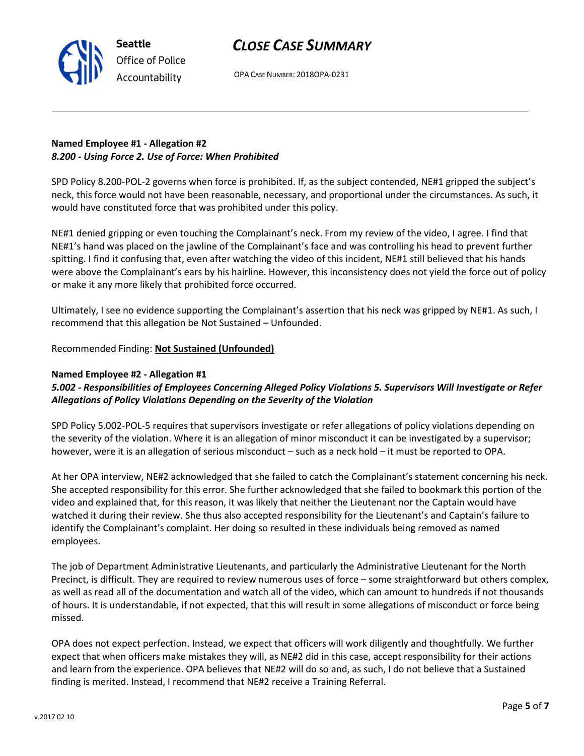**Named Employee #1 - Allegation #2**
***8.200 - Using Force 2. Use of Force: When Prohibited***

SPD Policy 8.200-POL-2 governs when force is prohibited. If, as the subject contended, NE#1 gripped the subject's neck, this force would not have been reasonable, necessary, and proportional under the circumstances. As such, it would have constituted force that was prohibited under this policy.

NE#1 denied gripping or even touching the Complainant's neck. From my review of the video, I agree. I find that NE#1's hand was placed on the jawline of the Complainant's face and was controlling his head to prevent further spitting. I find it confusing that, even after watching the video of this incident, NE#1 still believed that his hands were above the Complainant's ears by his hairline. However, this inconsistency does not yield the force out of policy or make it any more likely that prohibited force occurred.

Ultimately, I see no evidence supporting the Complainant's assertion that his neck was gripped by NE#1. As such, I recommend that this allegation be Not Sustained – Unfounded.

Recommended Finding: **Not Sustained (Unfounded)**

**Named Employee #2 - Allegation #1**
***5.002 - Responsibilities of Employees Concerning Alleged Policy Violations 5. Supervisors Will Investigate or Refer Allegations of Policy Violations Depending on the Severity of the Violation***

SPD Policy 5.002-POL-5 requires that supervisors investigate or refer allegations of policy violations depending on the severity of the violation. Where it is an allegation of minor misconduct it can be investigated by a supervisor; however, were it is an allegation of serious misconduct – such as a neck hold – it must be reported to OPA.

At her OPA interview, NE#2 acknowledged that she failed to catch the Complainant's statement concerning his neck. She accepted responsibility for this error. She further acknowledged that she failed to bookmark this portion of the video and explained that, for this reason, it was likely that neither the Lieutenant nor the Captain would have watched it during their review. She thus also accepted responsibility for the Lieutenant's and Captain's failure to identify the Complainant's complaint. Her doing so resulted in these individuals being removed as named employees.

The job of Department Administrative Lieutenants, and particularly the Administrative Lieutenant for the North Precinct, is difficult. They are required to review numerous uses of force – some straightforward but others complex, as well as read all of the documentation and watch all of the video, which can amount to hundreds if not thousands of hours. It is understandable, if not expected, that this will result in some allegations of misconduct or force being missed.

OPA does not expect perfection. Instead, we expect that officers will work diligently and thoughtfully. We further expect that when officers make mistakes they will, as NE#2 did in this case, accept responsibility for their actions and learn from the experience. OPA believes that NE#2 will do so and, as such, I do not believe that a Sustained finding is merited. Instead, I recommend that NE#2 receive a Training Referral.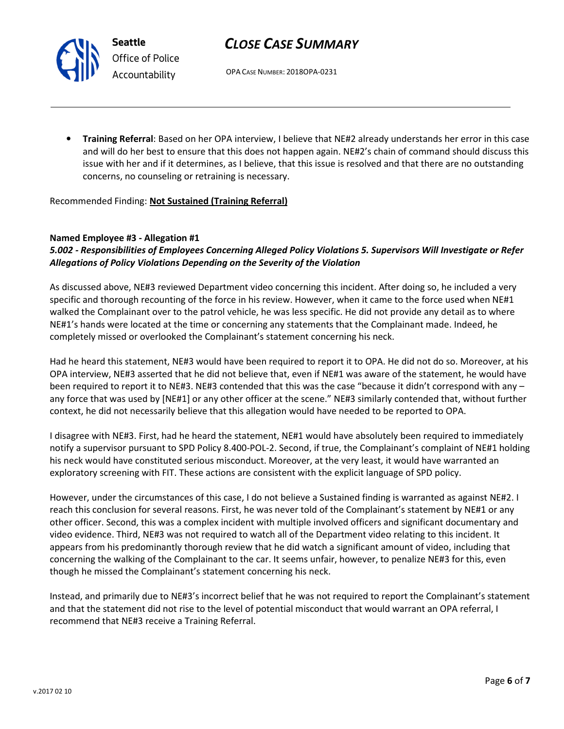- **Training Referral**: Based on her OPA interview, I believe that NE#2 already understands her error in this case and will do her best to ensure that this does not happen again. NE#2's chain of command should discuss this issue with her and if it determines, as I believe, that this issue is resolved and that there are no outstanding concerns, no counseling or retraining is necessary.

Recommended Finding: **Not Sustained (Training Referral)**

**Named Employee #3 - Allegation #1**
***5.002 - Responsibilities of Employees Concerning Alleged Policy Violations 5. Supervisors Will Investigate or Refer Allegations of Policy Violations Depending on the Severity of the Violation***

As discussed above, NE#3 reviewed Department video concerning this incident. After doing so, he included a very specific and thorough recounting of the force in his review. However, when it came to the force used when NE#1 walked the Complainant over to the patrol vehicle, he was less specific. He did not provide any detail as to where NE#1's hands were located at the time or concerning any statements that the Complainant made. Indeed, he completely missed or overlooked the Complainant's statement concerning his neck.

Had he heard this statement, NE#3 would have been required to report it to OPA. He did not do so. Moreover, at his OPA interview, NE#3 asserted that he did not believe that, even if NE#1 was aware of the statement, he would have been required to report it to NE#3. NE#3 contended that this was the case "because it didn't correspond with any – any force that was used by [NE#1] or any other officer at the scene." NE#3 similarly contended that, without further context, he did not necessarily believe that this allegation would have needed to be reported to OPA.

I disagree with NE#3. First, had he heard the statement, NE#1 would have absolutely been required to immediately notify a supervisor pursuant to SPD Policy 8.400-POL-2. Second, if true, the Complainant's complaint of NE#1 holding his neck would have constituted serious misconduct. Moreover, at the very least, it would have warranted an exploratory screening with FIT. These actions are consistent with the explicit language of SPD policy.

However, under the circumstances of this case, I do not believe a Sustained finding is warranted as against NE#2. I reach this conclusion for several reasons. First, he was never told of the Complainant's statement by NE#1 or any other officer. Second, this was a complex incident with multiple involved officers and significant documentary and video evidence. Third, NE#3 was not required to watch all of the Department video relating to this incident. It appears from his predominantly thorough review that he did watch a significant amount of video, including that concerning the walking of the Complainant to the car. It seems unfair, however, to penalize NE#3 for this, even though he missed the Complainant's statement concerning his neck.

Instead, and primarily due to NE#3's incorrect belief that he was not required to report the Complainant's statement and that the statement did not rise to the level of potential misconduct that would warrant an OPA referral, I recommend that NE#3 receive a Training Referral.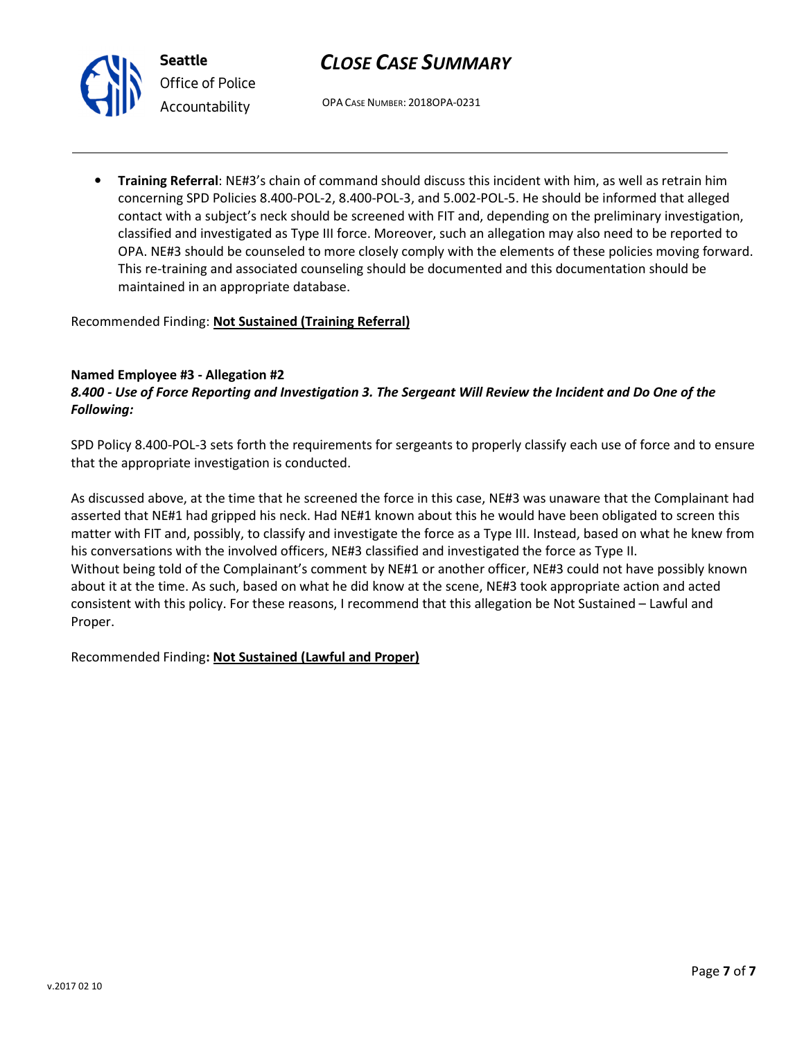- **Training Referral**: NE#3's chain of command should discuss this incident with him, as well as retrain him concerning SPD Policies 8.400-POL-2, 8.400-POL-3, and 5.002-POL-5. He should be informed that alleged contact with a subject's neck should be screened with FIT and, depending on the preliminary investigation, classified and investigated as Type III force. Moreover, such an allegation may also need to be reported to OPA. NE#3 should be counseled to more closely comply with the elements of these policies moving forward. This re-training and associated counseling should be documented and this documentation should be maintained in an appropriate database.

Recommended Finding: **Not Sustained (Training Referral)**

**Named Employee #3 - Allegation #2**
***8.400 - Use of Force Reporting and Investigation 3. The Sergeant Will Review the Incident and Do One of the Following:***

SPD Policy 8.400-POL-3 sets forth the requirements for sergeants to properly classify each use of force and to ensure that the appropriate investigation is conducted.

As discussed above, at the time that he screened the force in this case, NE#3 was unaware that the Complainant had asserted that NE#1 had gripped his neck. Had NE#1 known about this he would have been obligated to screen this matter with FIT and, possibly, to classify and investigate the force as a Type III. Instead, based on what he knew from his conversations with the involved officers, NE#3 classified and investigated the force as Type II.
Without being told of the Complainant's comment by NE#1 or another officer, NE#3 could not have possibly known about it at the time. As such, based on what he did know at the scene, NE#3 took appropriate action and acted consistent with this policy. For these reasons, I recommend that this allegation be Not Sustained – Lawful and Proper.

Recommended Finding**: Not Sustained (Lawful and Proper)**